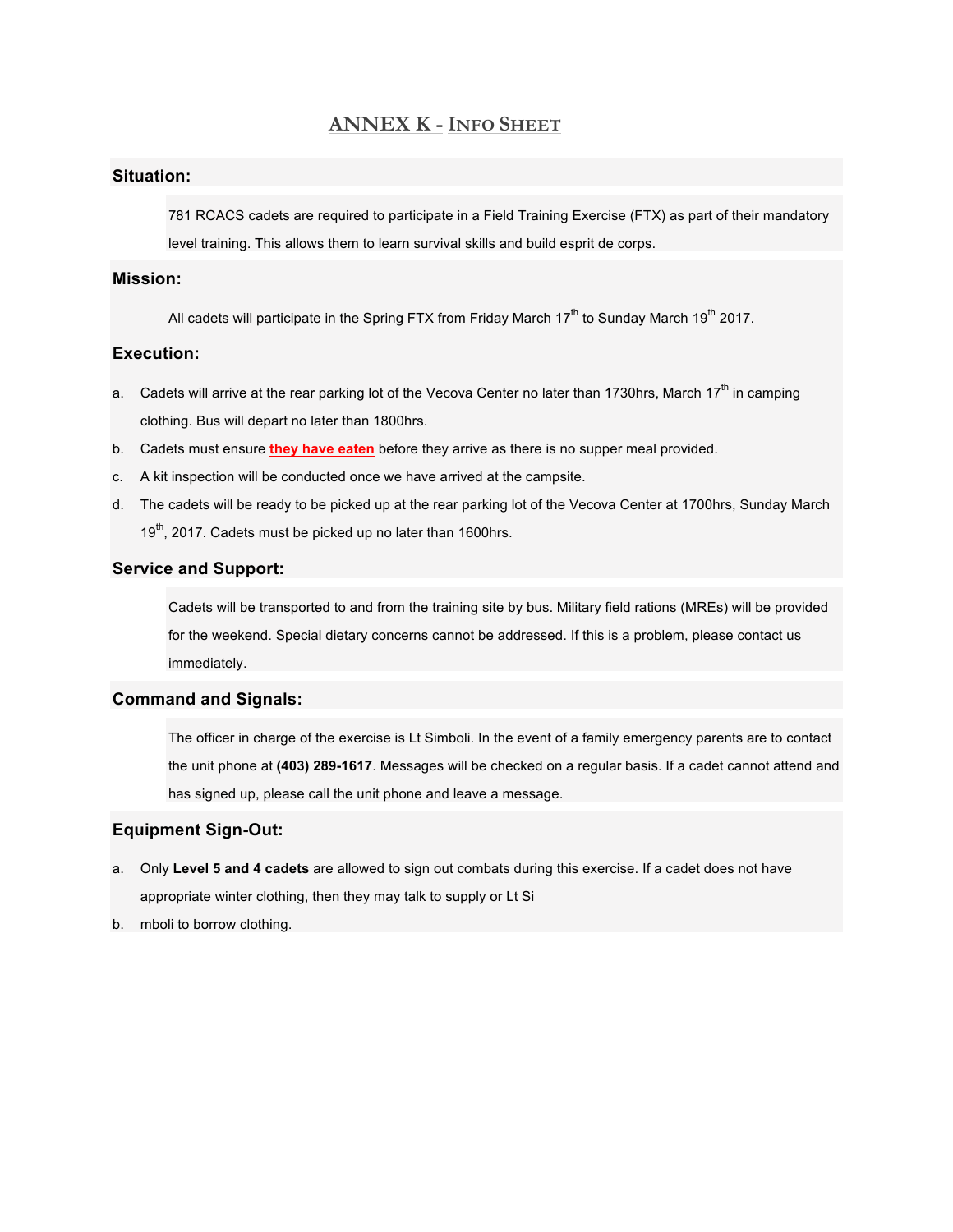# ANNEX K - INFO SHEET

## Situation:

781 RCACS cadets are required to participate in a Field Training Exercise (FTX) as part of their mandatory level training. This allows them to learn survival skills and build esprit de corps.

## Mission:

All cadets will participate in the Spring FTX from Friday March 17th to Sunday March 19th 2017.

## Execution:

a. Cadets will arrive at the rear parking lot of the Vecova Center no later than 1730hrs, March 17th in camping clothing. Bus will depart no later than 1800hrs.
b. Cadets must ensure **they have eaten** before they arrive as there is no supper meal provided.
c. A kit inspection will be conducted once we have arrived at the campsite.
d. The cadets will be ready to be picked up at the rear parking lot of the Vecova Center at 1700hrs, Sunday March 19th, 2017. Cadets must be picked up no later than 1600hrs.

## Service and Support:

Cadets will be transported to and from the training site by bus. Military field rations (MREs) will be provided for the weekend. Special dietary concerns cannot be addressed. If this is a problem, please contact us immediately.

## Command and Signals:

The officer in charge of the exercise is Lt Simboli. In the event of a family emergency parents are to contact the unit phone at **(403) 289-1617**. Messages will be checked on a regular basis. If a cadet cannot attend and has signed up, please call the unit phone and leave a message.

## Equipment Sign-Out:

a. Only **Level 5 and 4 cadets** are allowed to sign out combats during this exercise. If a cadet does not have appropriate winter clothing, then they may talk to supply or Lt Si
b. mboli to borrow clothing.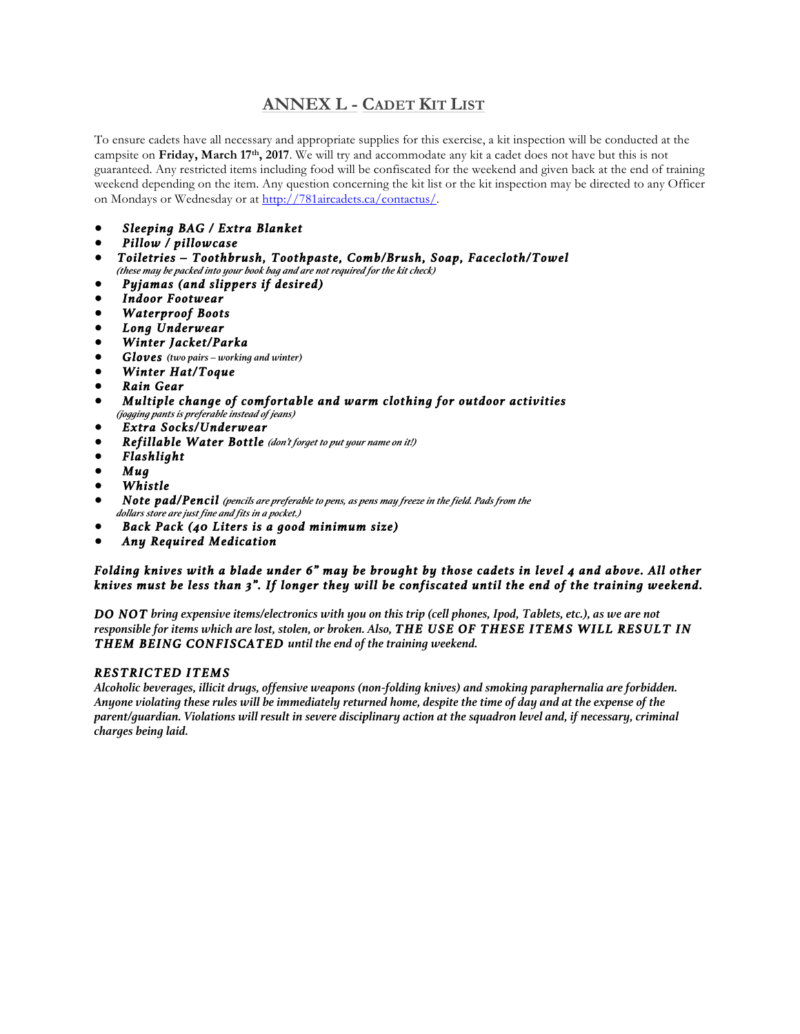## ANNEX L - CADET KIT LIST

To ensure cadets have all necessary and appropriate supplies for this exercise, a kit inspection will be conducted at the campsite on **Friday, March 17th, 2017**. We will try and accommodate any kit a cadet does not have but this is not guaranteed. Any restricted items including food will be confiscated for the weekend and given back at the end of training weekend depending on the item. Any question concerning the kit list or the kit inspection may be directed to any Officer on Mondays or Wednesday or at http://781aircadets.ca/contactus/.

- ***Sleeping BAG / Extra Blanket***
- ***Pillow / pillowcase***
- ***Toiletries – Toothbrush, Toothpaste, Comb/Brush, Soap, Facecloth/Towel***
  *(these may be packed into your book bag and are not required for the kit check)*
- ***Pyjamas (and slippers if desired)***
- ***Indoor Footwear***
- ***Waterproof Boots***
- ***Long Underwear***
- ***Winter Jacket/Parka***
- ***Gloves*** *(two pairs – working and winter)*
- ***Winter Hat/Toque***
- ***Rain Gear***
- ***Multiple change of comfortable and warm clothing for outdoor activities***
  *(jogging pants is preferable instead of jeans)*
- ***Extra Socks/Underwear***
- ***Refillable Water Bottle*** *(don't forget to put your name on it!)*
- ***Flashlight***
- ***Mug***
- ***Whistle***
- ***Note pad/Pencil*** *(pencils are preferable to pens, as pens may freeze in the field. Pads from the dollars store are just fine and fits in a pocket.)*
- ***Back Pack (40 Liters is a good minimum size)***
- ***Any Required Medication***

***Folding knives with a blade under 6" may be brought by those cadets in level 4 and above. All other knives must be less than 3". If longer they will be confiscated until the end of the training weekend.***

***DO NOT*** *bring expensive items/electronics with you on this trip (cell phones, Ipod, Tablets, etc.), as we are not responsible for items which are lost, stolen, or broken. Also,* ***THE USE OF THESE ITEMS WILL RESULT IN THEM BEING CONFISCATED*** *until the end of the training weekend.*

***RESTRICTED ITEMS***

***Alcoholic beverages, illicit drugs, offensive weapons (non-folding knives) and smoking paraphernalia are forbidden. Anyone violating these rules will be immediately returned home, despite the time of day and at the expense of the parent/guardian. Violations will result in severe disciplinary action at the squadron level and, if necessary, criminal charges being laid.***